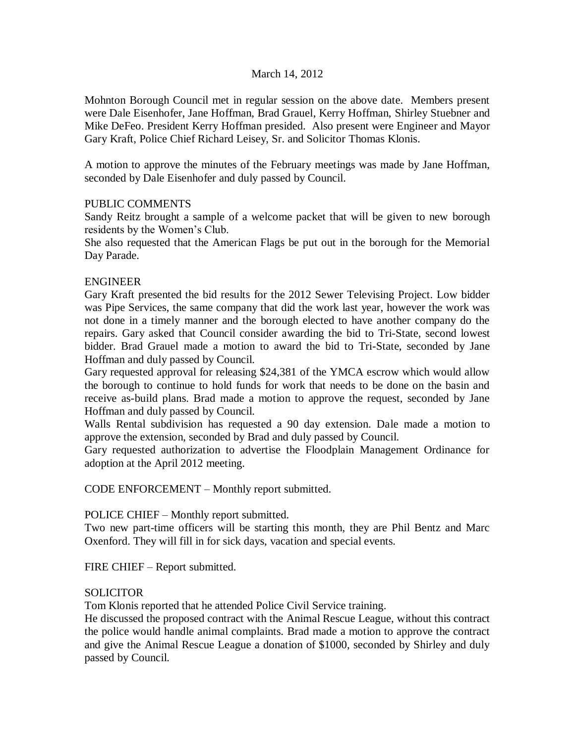March 14, 2012

Mohnton Borough Council met in regular session on the above date. Members present were Dale Eisenhofer, Jane Hoffman, Brad Grauel, Kerry Hoffman, Shirley Stuebner and Mike DeFeo. President Kerry Hoffman presided. Also present were Engineer and Mayor Gary Kraft, Police Chief Richard Leisey, Sr. and Solicitor Thomas Klonis.

A motion to approve the minutes of the February meetings was made by Jane Hoffman, seconded by Dale Eisenhofer and duly passed by Council.

PUBLIC COMMENTS

Sandy Reitz brought a sample of a welcome packet that will be given to new borough residents by the Women's Club.

She also requested that the American Flags be put out in the borough for the Memorial Day Parade.

ENGINEER

Gary Kraft presented the bid results for the 2012 Sewer Televising Project. Low bidder was Pipe Services, the same company that did the work last year, however the work was not done in a timely manner and the borough elected to have another company do the repairs. Gary asked that Council consider awarding the bid to Tri-State, second lowest bidder. Brad Grauel made a motion to award the bid to Tri-State, seconded by Jane Hoffman and duly passed by Council.

Gary requested approval for releasing $24,381 of the YMCA escrow which would allow the borough to continue to hold funds for work that needs to be done on the basin and receive as-build plans. Brad made a motion to approve the request, seconded by Jane Hoffman and duly passed by Council.

Walls Rental subdivision has requested a 90 day extension. Dale made a motion to approve the extension, seconded by Brad and duly passed by Council.

Gary requested authorization to advertise the Floodplain Management Ordinance for adoption at the April 2012 meeting.

CODE ENFORCEMENT – Monthly report submitted.

POLICE CHIEF – Monthly report submitted.

Two new part-time officers will be starting this month, they are Phil Bentz and Marc Oxenford. They will fill in for sick days, vacation and special events.

FIRE CHIEF – Report submitted.

SOLICITOR

Tom Klonis reported that he attended Police Civil Service training.

He discussed the proposed contract with the Animal Rescue League, without this contract the police would handle animal complaints. Brad made a motion to approve the contract and give the Animal Rescue League a donation of $1000, seconded by Shirley and duly passed by Council.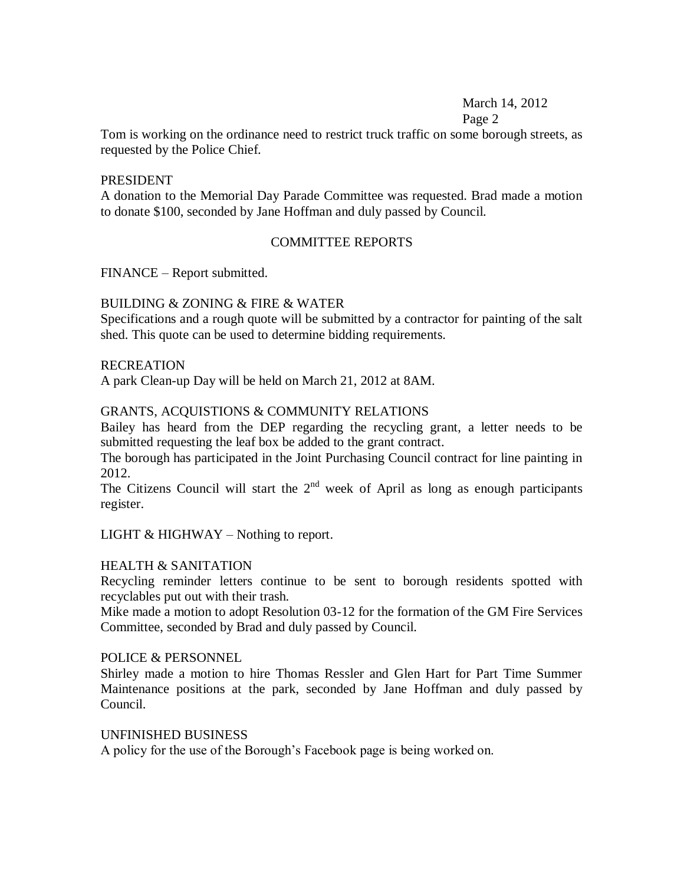Tom is working on the ordinance need to restrict truck traffic on some borough streets, as requested by the Police Chief.

PRESIDENT

A donation to the Memorial Day Parade Committee was requested. Brad made a motion to donate $100, seconded by Jane Hoffman and duly passed by Council.

## COMMITTEE REPORTS

FINANCE – Report submitted.

BUILDING & ZONING & FIRE & WATER

Specifications and a rough quote will be submitted by a contractor for painting of the salt shed. This quote can be used to determine bidding requirements.

RECREATION

A park Clean-up Day will be held on March 21, 2012 at 8AM.

GRANTS, ACQUISTIONS & COMMUNITY RELATIONS

Bailey has heard from the DEP regarding the recycling grant, a letter needs to be submitted requesting the leaf box be added to the grant contract.

The borough has participated in the Joint Purchasing Council contract for line painting in 2012.

The Citizens Council will start the 2nd week of April as long as enough participants register.

LIGHT & HIGHWAY – Nothing to report.

HEALTH & SANITATION

Recycling reminder letters continue to be sent to borough residents spotted with recyclables put out with their trash.

Mike made a motion to adopt Resolution 03-12 for the formation of the GM Fire Services Committee, seconded by Brad and duly passed by Council.

POLICE & PERSONNEL

Shirley made a motion to hire Thomas Ressler and Glen Hart for Part Time Summer Maintenance positions at the park, seconded by Jane Hoffman and duly passed by Council.

UNFINISHED BUSINESS

A policy for the use of the Borough's Facebook page is being worked on.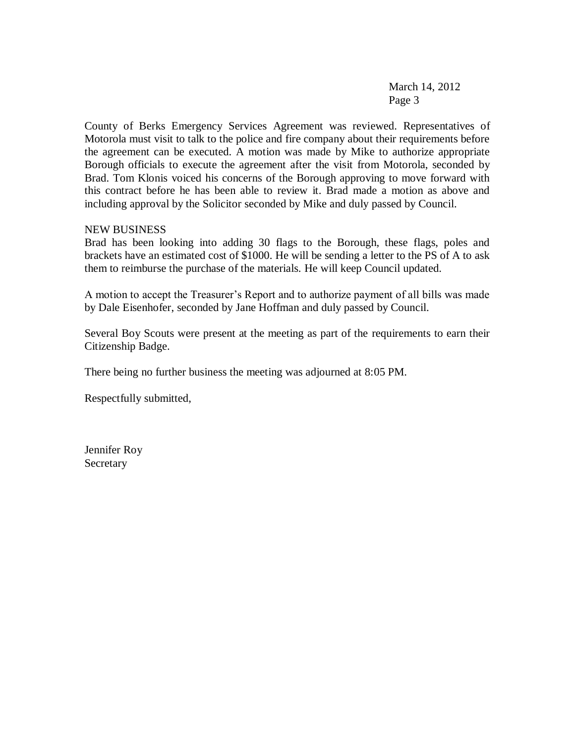County of Berks Emergency Services Agreement was reviewed. Representatives of Motorola must visit to talk to the police and fire company about their requirements before the agreement can be executed. A motion was made by Mike to authorize appropriate Borough officials to execute the agreement after the visit from Motorola, seconded by Brad. Tom Klonis voiced his concerns of the Borough approving to move forward with this contract before he has been able to review it. Brad made a motion as above and including approval by the Solicitor seconded by Mike and duly passed by Council.

NEW BUSINESS

Brad has been looking into adding 30 flags to the Borough, these flags, poles and brackets have an estimated cost of $1000. He will be sending a letter to the PS of A to ask them to reimburse the purchase of the materials. He will keep Council updated.

A motion to accept the Treasurer's Report and to authorize payment of all bills was made by Dale Eisenhofer, seconded by Jane Hoffman and duly passed by Council.

Several Boy Scouts were present at the meeting as part of the requirements to earn their Citizenship Badge.

There being no further business the meeting was adjourned at 8:05 PM.

Respectfully submitted,

Jennifer Roy
Secretary